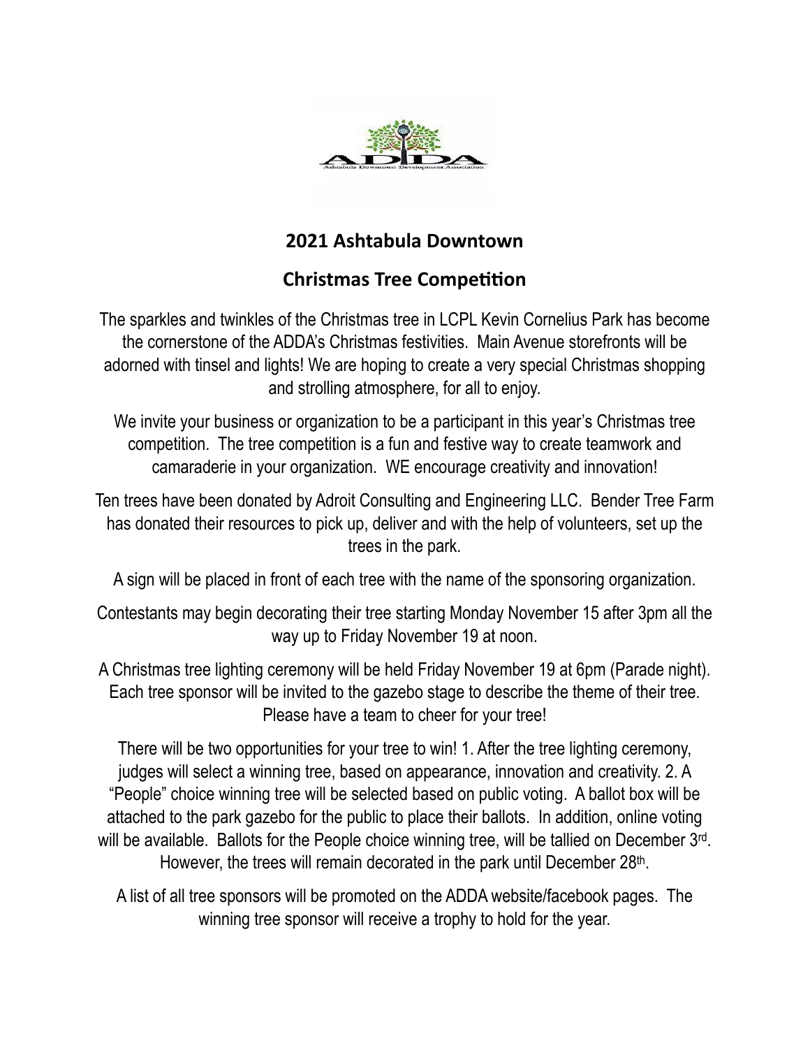## 2021 Ashtabula Downtown

## Christmas Tree Competition

The sparkles and twinkles of the Christmas tree in LCPL Kevin Cornelius Park has become the cornerstone of the ADDA's Christmas festivities. Main Avenue storefronts will be adorned with tinsel and lights! We are hoping to create a very special Christmas shopping and strolling atmosphere, for all to enjoy.

We invite your business or organization to be a participant in this year's Christmas tree competition. The tree competition is a fun and festive way to create teamwork and camaraderie in your organization. WE encourage creativity and innovation!

Ten trees have been donated by Adroit Consulting and Engineering LLC. Bender Tree Farm has donated their resources to pick up, deliver and with the help of volunteers, set up the trees in the park.

A sign will be placed in front of each tree with the name of the sponsoring organization.

Contestants may begin decorating their tree starting Monday November 15 after 3pm all the way up to Friday November 19 at noon.

A Christmas tree lighting ceremony will be held Friday November 19 at 6pm (Parade night). Each tree sponsor will be invited to the gazebo stage to describe the theme of their tree. Please have a team to cheer for your tree!

There will be two opportunities for your tree to win! 1. After the tree lighting ceremony, judges will select a winning tree, based on appearance, innovation and creativity. 2. A "People" choice winning tree will be selected based on public voting. A ballot box will be attached to the park gazebo for the public to place their ballots. In addition, online voting will be available. Ballots for the People choice winning tree, will be tallied on December 3rd. However, the trees will remain decorated in the park until December 28th.

A list of all tree sponsors will be promoted on the ADDA website/facebook pages. The winning tree sponsor will receive a trophy to hold for the year.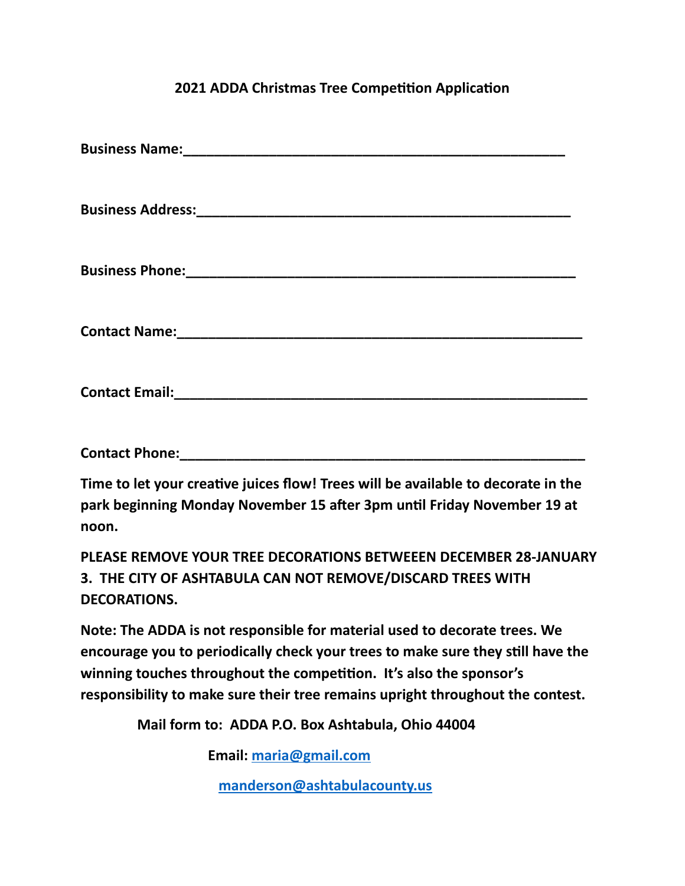# 2021 ADDA Christmas Tree Competition Application

**Business Name:**___________________________________________________

**Business Address:**___________________________________________________

**Business Phone:**___________________________________________________

**Contact Name:**___________________________________________________

**Contact Email:**___________________________________________________

**Contact Phone:**___________________________________________________

**Time to let your creative juices flow! Trees will be available to decorate in the park beginning Monday November 15 after 3pm until Friday November 19 at noon.**

**PLEASE REMOVE YOUR TREE DECORATIONS BETWEEEN DECEMBER 28-JANUARY 3. THE CITY OF ASHTABULA CAN NOT REMOVE/DISCARD TREES WITH DECORATIONS.**

**Note: The ADDA is not responsible for material used to decorate trees. We encourage you to periodically check your trees to make sure they still have the winning touches throughout the competition. It's also the sponsor's responsibility to make sure their tree remains upright throughout the contest.**

**Mail form to: ADDA P.O. Box Ashtabula, Ohio 44004**

**Email: [maria@gmail.com](mailto:maria@gmail.com)**

**[manderson@ashtabulacounty.us](mailto:manderson@ashtabulacounty.us)**